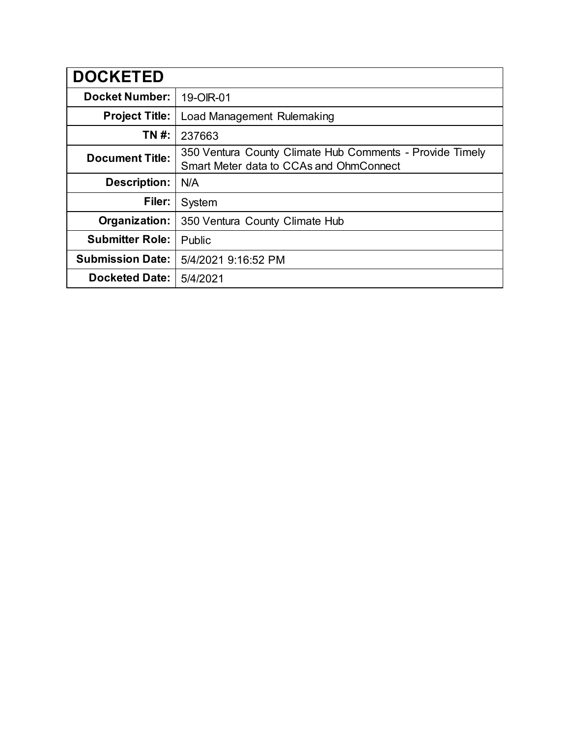| DOCKETED | |
|---|---|
| **Docket Number:** | 19-OIR-01 |
| **Project Title:** | Load Management Rulemaking |
| **TN #:** | 237663 |
| **Document Title:** | 350 Ventura County Climate Hub Comments - Provide Timely Smart Meter data to CCAs and OhmConnect |
| **Description:** | N/A |
| **Filer:** | System |
| **Organization:** | 350 Ventura County Climate Hub |
| **Submitter Role:** | Public |
| **Submission Date:** | 5/4/2021 9:16:52 PM |
| **Docketed Date:** | 5/4/2021 |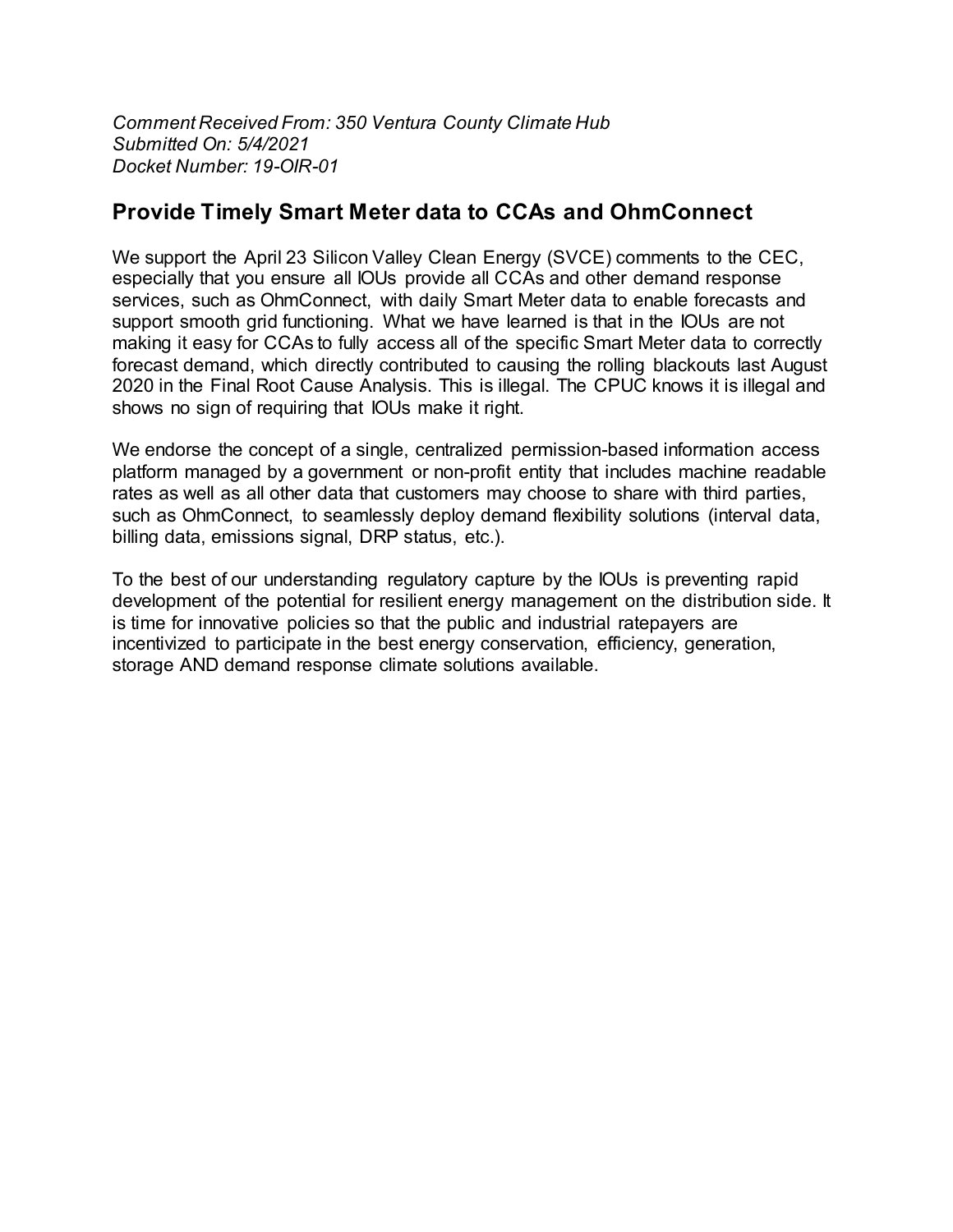*Comment Received From: 350 Ventura County Climate Hub*
*Submitted On: 5/4/2021*
*Docket Number: 19-OIR-01*

## Provide Timely Smart Meter data to CCAs and OhmConnect

We support the April 23 Silicon Valley Clean Energy (SVCE) comments to the CEC, especially that you ensure all IOUs provide all CCAs and other demand response services, such as OhmConnect, with daily Smart Meter data to enable forecasts and support smooth grid functioning. What we have learned is that in the IOUs are not making it easy for CCAs to fully access all of the specific Smart Meter data to correctly forecast demand, which directly contributed to causing the rolling blackouts last August 2020 in the Final Root Cause Analysis. This is illegal. The CPUC knows it is illegal and shows no sign of requiring that IOUs make it right.

We endorse the concept of a single, centralized permission-based information access platform managed by a government or non-profit entity that includes machine readable rates as well as all other data that customers may choose to share with third parties, such as OhmConnect, to seamlessly deploy demand flexibility solutions (interval data, billing data, emissions signal, DRP status, etc.).

To the best of our understanding regulatory capture by the IOUs is preventing rapid development of the potential for resilient energy management on the distribution side. It is time for innovative policies so that the public and industrial ratepayers are incentivized to participate in the best energy conservation, efficiency, generation, storage AND demand response climate solutions available.